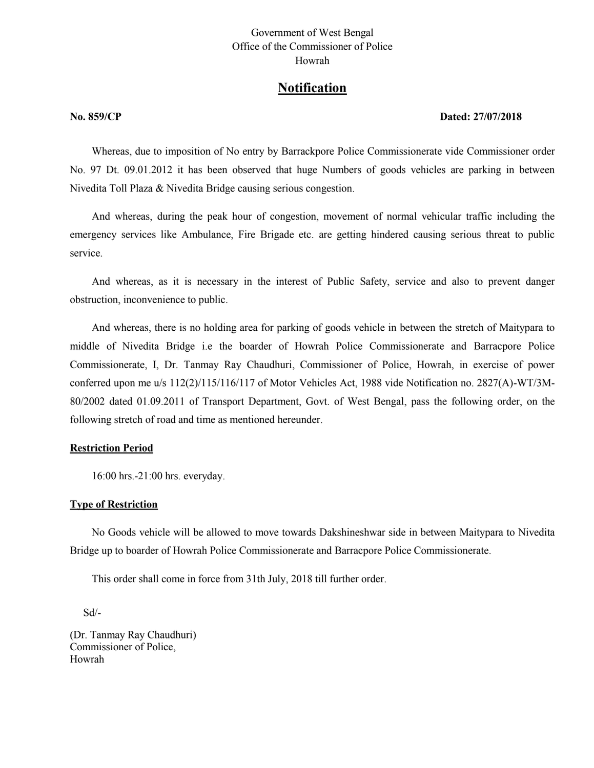Government of West Bengal
Office of the Commissioner of Police
Howrah

# Notification

**No. 859/CP** **Dated: 27/07/2018**

Whereas, due to imposition of No entry by Barrackpore Police Commissionerate vide Commissioner order No. 97 Dt. 09.01.2012 it has been observed that huge Numbers of goods vehicles are parking in between Nivedita Toll Plaza & Nivedita Bridge causing serious congestion.

And whereas, during the peak hour of congestion, movement of normal vehicular traffic including the emergency services like Ambulance, Fire Brigade etc. are getting hindered causing serious threat to public service.

And whereas, as it is necessary in the interest of Public Safety, service and also to prevent danger obstruction, inconvenience to public.

And whereas, there is no holding area for parking of goods vehicle in between the stretch of Maitypara to middle of Nivedita Bridge i.e the boarder of Howrah Police Commissionerate and Barracpore Police Commissionerate, I, Dr. Tanmay Ray Chaudhuri, Commissioner of Police, Howrah, in exercise of power conferred upon me u/s 112(2)/115/116/117 of Motor Vehicles Act, 1988 vide Notification no. 2827(A)-WT/3M-80/2002 dated 01.09.2011 of Transport Department, Govt. of West Bengal, pass the following order, on the following stretch of road and time as mentioned hereunder.

**Restriction Period**

16:00 hrs.-21:00 hrs. everyday.

**Type of Restriction**

No Goods vehicle will be allowed to move towards Dakshineshwar side in between Maitypara to Nivedita Bridge up to boarder of Howrah Police Commissionerate and Barracpore Police Commissionerate.

This order shall come in force from 31th July, 2018 till further order.

Sd/-

(Dr. Tanmay Ray Chaudhuri)
Commissioner of Police,
Howrah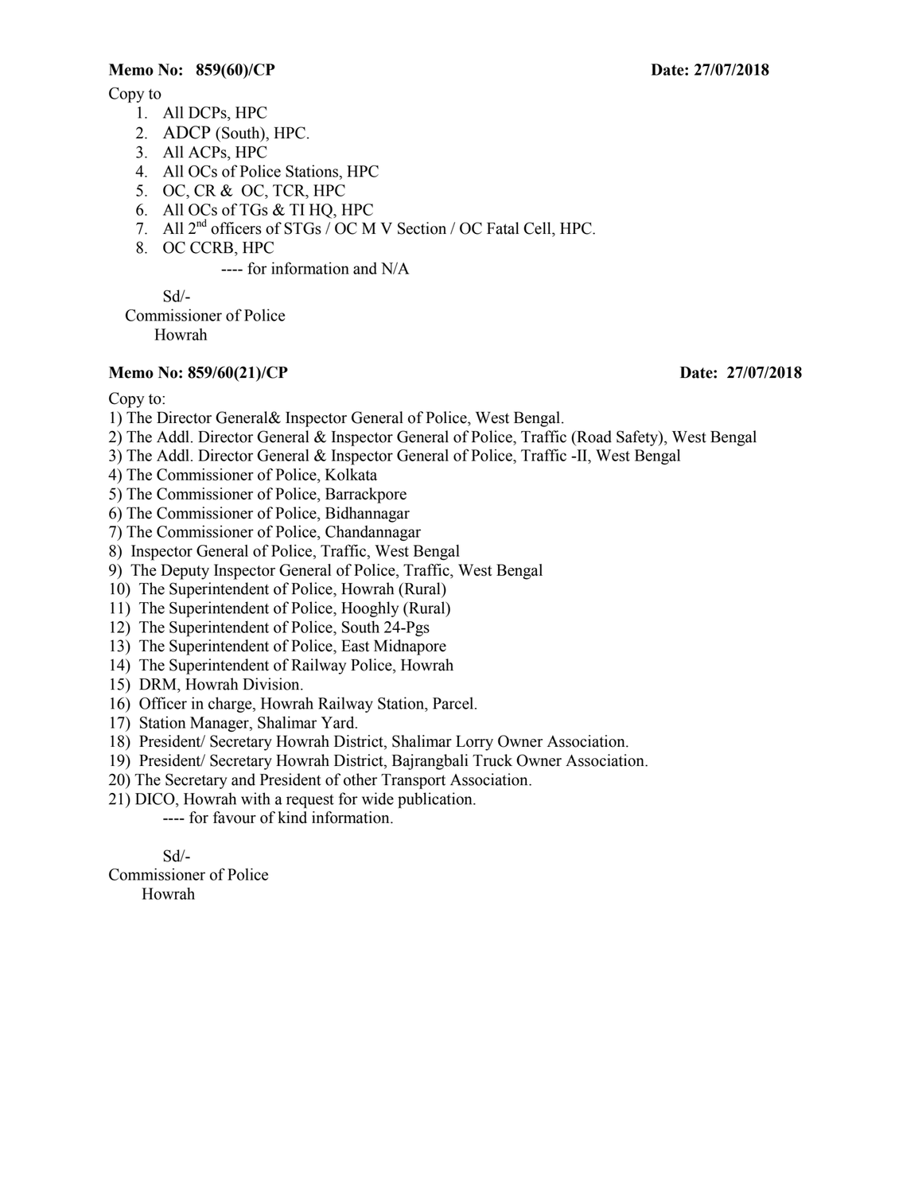**Memo No: 859(60)/CP** **Date: 27/07/2018**

Copy to

1. All DCPs, HPC
2. ADCP (South), HPC.
3. All ACPs, HPC
4. All OCs of Police Stations, HPC
5. OC, CR & OC, TCR, HPC
6. All OCs of TGs & TI HQ, HPC
7. All 2nd officers of STGs / OC M V Section / OC Fatal Cell, HPC.
8. OC CCRB, HPC

---- for information and N/A

Sd/-
Commissioner of Police
Howrah

**Memo No: 859/60(21)/CP** **Date: 27/07/2018**

Copy to:

1) The Director General& Inspector General of Police, West Bengal.
2) The Addl. Director General & Inspector General of Police, Traffic (Road Safety), West Bengal
3) The Addl. Director General & Inspector General of Police, Traffic -II, West Bengal
4) The Commissioner of Police, Kolkata
5) The Commissioner of Police, Barrackpore
6) The Commissioner of Police, Bidhannagar
7) The Commissioner of Police, Chandannagar
8) Inspector General of Police, Traffic, West Bengal
9) The Deputy Inspector General of Police, Traffic, West Bengal
10) The Superintendent of Police, Howrah (Rural)
11) The Superintendent of Police, Hooghly (Rural)
12) The Superintendent of Police, South 24-Pgs
13) The Superintendent of Police, East Midnapore
14) The Superintendent of Railway Police, Howrah
15) DRM, Howrah Division.
16) Officer in charge, Howrah Railway Station, Parcel.
17) Station Manager, Shalimar Yard.
18) President/ Secretary Howrah District, Shalimar Lorry Owner Association.
19) President/ Secretary Howrah District, Bajrangbali Truck Owner Association.
20) The Secretary and President of other Transport Association.
21) DICO, Howrah with a request for wide publication.

---- for favour of kind information.

Sd/-
Commissioner of Police
Howrah